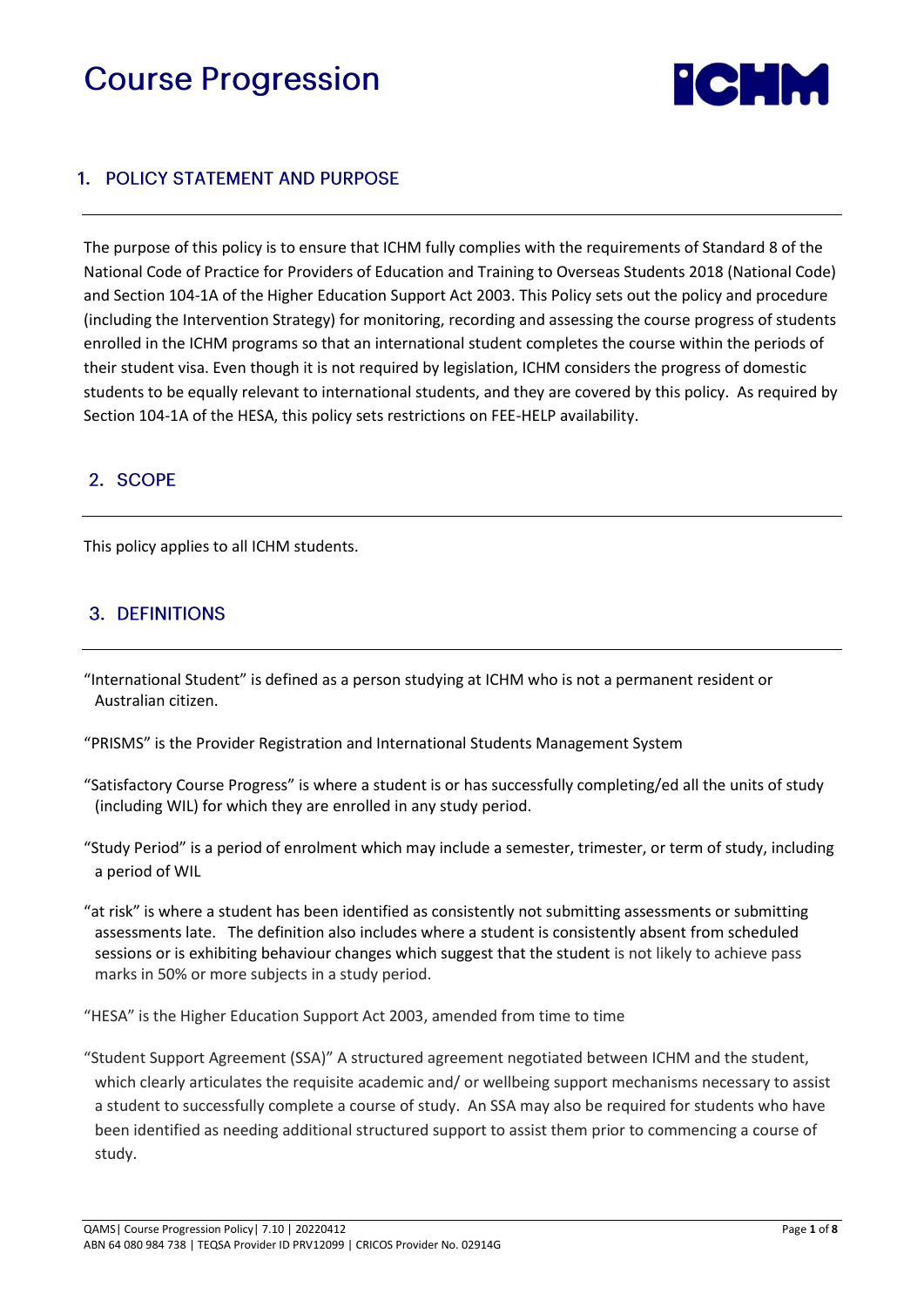# Course Progression

## 1. POLICY STATEMENT AND PURPOSE

The purpose of this policy is to ensure that ICHM fully complies with the requirements of Standard 8 of the National Code of Practice for Providers of Education and Training to Overseas Students 2018 (National Code) and Section 104-1A of the Higher Education Support Act 2003. This Policy sets out the policy and procedure (including the Intervention Strategy) for monitoring, recording and assessing the course progress of students enrolled in the ICHM programs so that an international student completes the course within the periods of their student visa. Even though it is not required by legislation, ICHM considers the progress of domestic students to be equally relevant to international students, and they are covered by this policy. As required by Section 104-1A of the HESA, this policy sets restrictions on FEE-HELP availability.

## 2. SCOPE

This policy applies to all ICHM students.

## 3. DEFINITIONS

"International Student" is defined as a person studying at ICHM who is not a permanent resident or Australian citizen.

"PRISMS" is the Provider Registration and International Students Management System

"Satisfactory Course Progress" is where a student is or has successfully completing/ed all the units of study (including WIL) for which they are enrolled in any study period.

"Study Period" is a period of enrolment which may include a semester, trimester, or term of study, including a period of WIL

"at risk" is where a student has been identified as consistently not submitting assessments or submitting assessments late. The definition also includes where a student is consistently absent from scheduled sessions or is exhibiting behaviour changes which suggest that the student is not likely to achieve pass marks in 50% or more subjects in a study period.

"HESA" is the Higher Education Support Act 2003, amended from time to time

"Student Support Agreement (SSA)" A structured agreement negotiated between ICHM and the student, which clearly articulates the requisite academic and/ or wellbeing support mechanisms necessary to assist a student to successfully complete a course of study. An SSA may also be required for students who have been identified as needing additional structured support to assist them prior to commencing a course of study.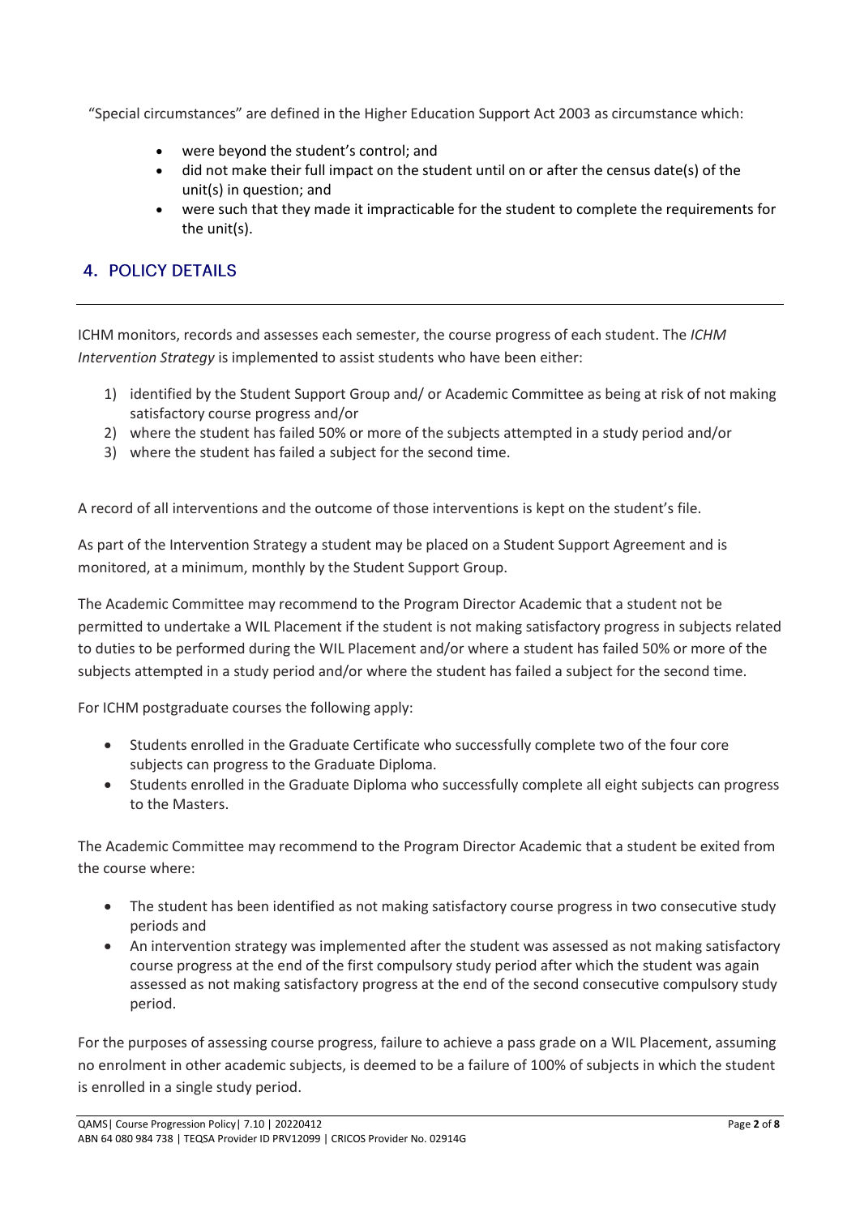"Special circumstances" are defined in the Higher Education Support Act 2003 as circumstance which:

- were beyond the student's control; and
- did not make their full impact on the student until on or after the census date(s) of the unit(s) in question; and
- were such that they made it impracticable for the student to complete the requirements for the unit(s).

## 4. POLICY DETAILS

ICHM monitors, records and assesses each semester, the course progress of each student. The *ICHM Intervention Strategy* is implemented to assist students who have been either:

1) identified by the Student Support Group and/ or Academic Committee as being at risk of not making satisfactory course progress and/or
2) where the student has failed 50% or more of the subjects attempted in a study period and/or
3) where the student has failed a subject for the second time.

A record of all interventions and the outcome of those interventions is kept on the student's file.

As part of the Intervention Strategy a student may be placed on a Student Support Agreement and is monitored, at a minimum, monthly by the Student Support Group.

The Academic Committee may recommend to the Program Director Academic that a student not be permitted to undertake a WIL Placement if the student is not making satisfactory progress in subjects related to duties to be performed during the WIL Placement and/or where a student has failed 50% or more of the subjects attempted in a study period and/or where the student has failed a subject for the second time.

For ICHM postgraduate courses the following apply:

- Students enrolled in the Graduate Certificate who successfully complete two of the four core subjects can progress to the Graduate Diploma.
- Students enrolled in the Graduate Diploma who successfully complete all eight subjects can progress to the Masters.

The Academic Committee may recommend to the Program Director Academic that a student be exited from the course where:

- The student has been identified as not making satisfactory course progress in two consecutive study periods and
- An intervention strategy was implemented after the student was assessed as not making satisfactory course progress at the end of the first compulsory study period after which the student was again assessed as not making satisfactory progress at the end of the second consecutive compulsory study period.

For the purposes of assessing course progress, failure to achieve a pass grade on a WIL Placement, assuming no enrolment in other academic subjects, is deemed to be a failure of 100% of subjects in which the student is enrolled in a single study period.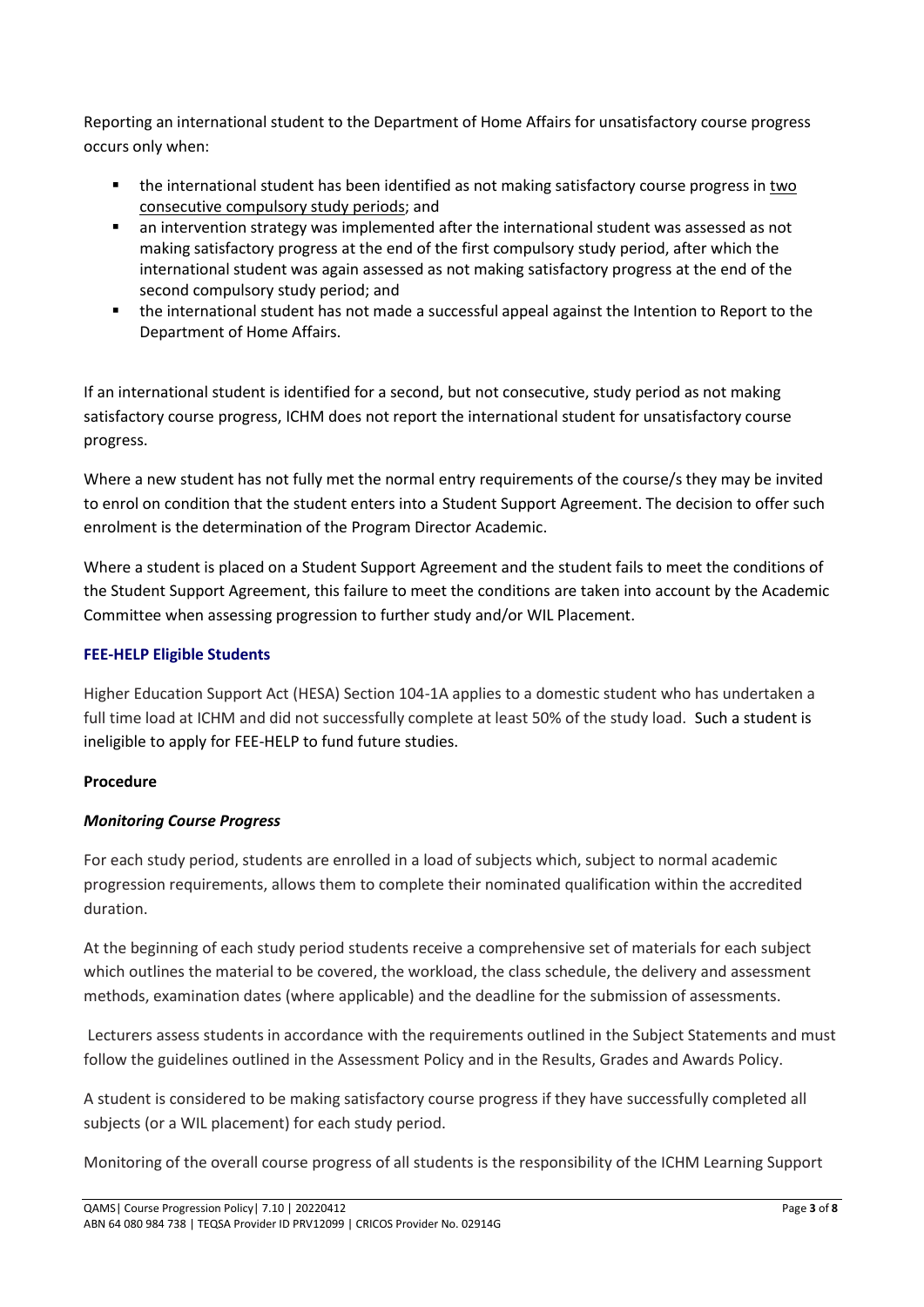Reporting an international student to the Department of Home Affairs for unsatisfactory course progress occurs only when:

- the international student has been identified as not making satisfactory course progress in <u>two consecutive compulsory study periods</u>; and
- an intervention strategy was implemented after the international student was assessed as not making satisfactory progress at the end of the first compulsory study period, after which the international student was again assessed as not making satisfactory progress at the end of the second compulsory study period; and
- the international student has not made a successful appeal against the Intention to Report to the Department of Home Affairs.

If an international student is identified for a second, but not consecutive, study period as not making satisfactory course progress, ICHM does not report the international student for unsatisfactory course progress.

Where a new student has not fully met the normal entry requirements of the course/s they may be invited to enrol on condition that the student enters into a Student Support Agreement. The decision to offer such enrolment is the determination of the Program Director Academic.

Where a student is placed on a Student Support Agreement and the student fails to meet the conditions of the Student Support Agreement, this failure to meet the conditions are taken into account by the Academic Committee when assessing progression to further study and/or WIL Placement.

### FEE-HELP Eligible Students

Higher Education Support Act (HESA) Section 104-1A applies to a domestic student who has undertaken a full time load at ICHM and did not successfully complete at least 50% of the study load. Such a student is ineligible to apply for FEE-HELP to fund future studies.

### Procedure

#### *Monitoring Course Progress*

For each study period, students are enrolled in a load of subjects which, subject to normal academic progression requirements, allows them to complete their nominated qualification within the accredited duration.

At the beginning of each study period students receive a comprehensive set of materials for each subject which outlines the material to be covered, the workload, the class schedule, the delivery and assessment methods, examination dates (where applicable) and the deadline for the submission of assessments.

Lecturers assess students in accordance with the requirements outlined in the Subject Statements and must follow the guidelines outlined in the Assessment Policy and in the Results, Grades and Awards Policy.

A student is considered to be making satisfactory course progress if they have successfully completed all subjects (or a WIL placement) for each study period.

Monitoring of the overall course progress of all students is the responsibility of the ICHM Learning Support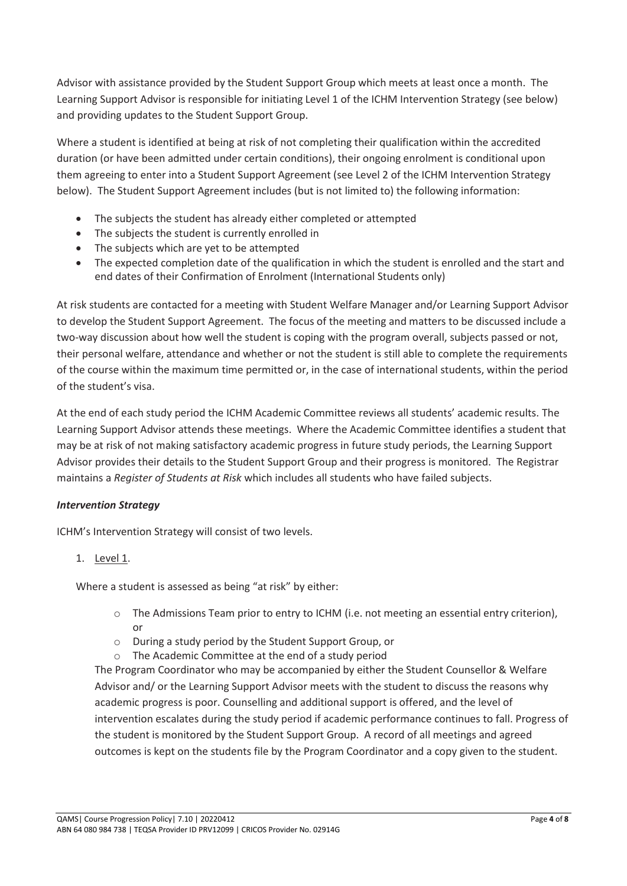Advisor with assistance provided by the Student Support Group which meets at least once a month. The Learning Support Advisor is responsible for initiating Level 1 of the ICHM Intervention Strategy (see below) and providing updates to the Student Support Group.

Where a student is identified at being at risk of not completing their qualification within the accredited duration (or have been admitted under certain conditions), their ongoing enrolment is conditional upon them agreeing to enter into a Student Support Agreement (see Level 2 of the ICHM Intervention Strategy below). The Student Support Agreement includes (but is not limited to) the following information:

- The subjects the student has already either completed or attempted
- The subjects the student is currently enrolled in
- The subjects which are yet to be attempted
- The expected completion date of the qualification in which the student is enrolled and the start and end dates of their Confirmation of Enrolment (International Students only)

At risk students are contacted for a meeting with Student Welfare Manager and/or Learning Support Advisor to develop the Student Support Agreement. The focus of the meeting and matters to be discussed include a two-way discussion about how well the student is coping with the program overall, subjects passed or not, their personal welfare, attendance and whether or not the student is still able to complete the requirements of the course within the maximum time permitted or, in the case of international students, within the period of the student's visa.

At the end of each study period the ICHM Academic Committee reviews all students' academic results. The Learning Support Advisor attends these meetings. Where the Academic Committee identifies a student that may be at risk of not making satisfactory academic progress in future study periods, the Learning Support Advisor provides their details to the Student Support Group and their progress is monitored. The Registrar maintains a *Register of Students at Risk* which includes all students who have failed subjects.

### *Intervention Strategy*

ICHM's Intervention Strategy will consist of two levels.

1. Level 1.

   Where a student is assessed as being "at risk" by either:

   - The Admissions Team prior to entry to ICHM (i.e. not meeting an essential entry criterion), or
   - During a study period by the Student Support Group, or
   - The Academic Committee at the end of a study period

   The Program Coordinator who may be accompanied by either the Student Counsellor & Welfare Advisor and/ or the Learning Support Advisor meets with the student to discuss the reasons why academic progress is poor. Counselling and additional support is offered, and the level of intervention escalates during the study period if academic performance continues to fall. Progress of the student is monitored by the Student Support Group. A record of all meetings and agreed outcomes is kept on the students file by the Program Coordinator and a copy given to the student.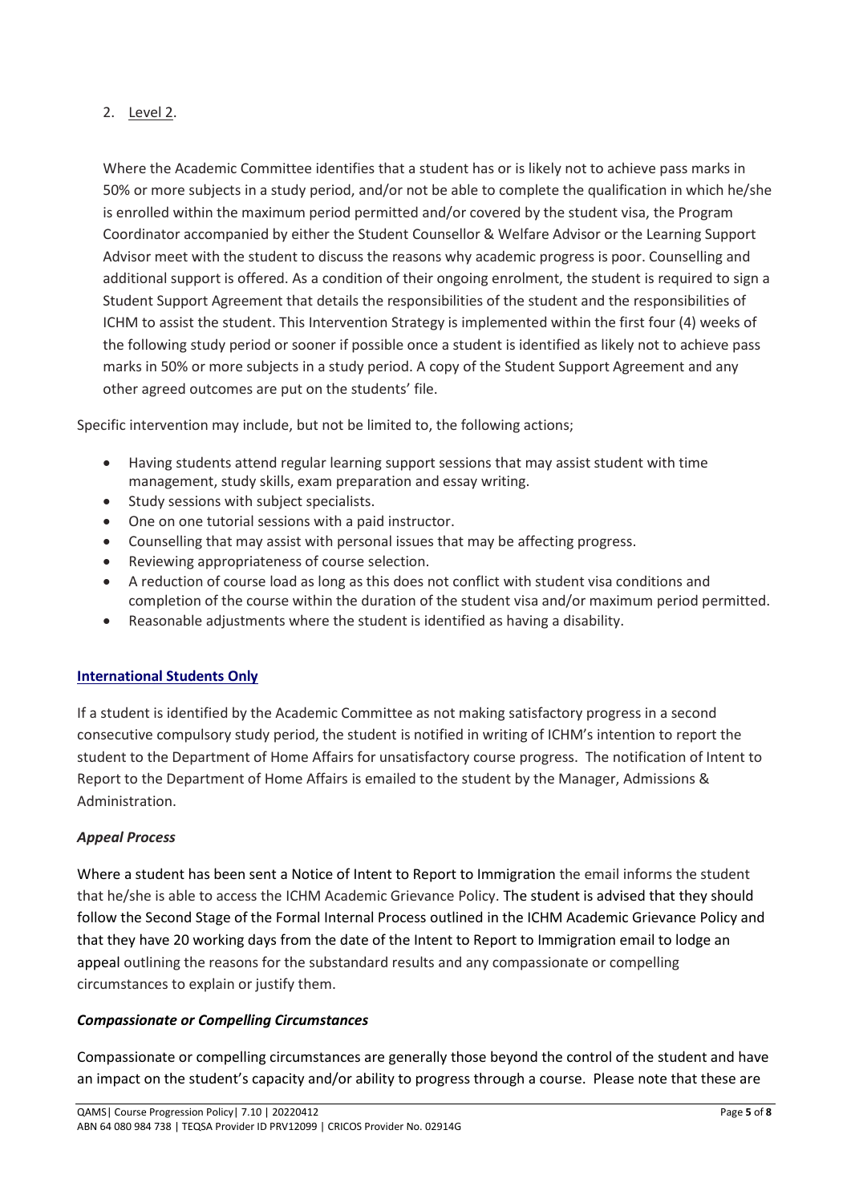2. <u>Level 2</u>.

   Where the Academic Committee identifies that a student has or is likely not to achieve pass marks in 50% or more subjects in a study period, and/or not be able to complete the qualification in which he/she is enrolled within the maximum period permitted and/or covered by the student visa, the Program Coordinator accompanied by either the Student Counsellor & Welfare Advisor or the Learning Support Advisor meet with the student to discuss the reasons why academic progress is poor. Counselling and additional support is offered. As a condition of their ongoing enrolment, the student is required to sign a Student Support Agreement that details the responsibilities of the student and the responsibilities of ICHM to assist the student. This Intervention Strategy is implemented within the first four (4) weeks of the following study period or sooner if possible once a student is identified as likely not to achieve pass marks in 50% or more subjects in a study period. A copy of the Student Support Agreement and any other agreed outcomes are put on the students' file.

Specific intervention may include, but not be limited to, the following actions;

- Having students attend regular learning support sessions that may assist student with time management, study skills, exam preparation and essay writing.
- Study sessions with subject specialists.
- One on one tutorial sessions with a paid instructor.
- Counselling that may assist with personal issues that may be affecting progress.
- Reviewing appropriateness of course selection.
- A reduction of course load as long as this does not conflict with student visa conditions and completion of the course within the duration of the student visa and/or maximum period permitted.
- Reasonable adjustments where the student is identified as having a disability.

**<u>International Students Only</u>**

If a student is identified by the Academic Committee as not making satisfactory progress in a second consecutive compulsory study period, the student is notified in writing of ICHM's intention to report the student to the Department of Home Affairs for unsatisfactory course progress. The notification of Intent to Report to the Department of Home Affairs is emailed to the student by the Manager, Admissions & Administration.

***Appeal Process***

Where a student has been sent a Notice of Intent to Report to Immigration the email informs the student that he/she is able to access the ICHM Academic Grievance Policy. The student is advised that they should follow the Second Stage of the Formal Internal Process outlined in the ICHM Academic Grievance Policy and that they have 20 working days from the date of the Intent to Report to Immigration email to lodge an appeal outlining the reasons for the substandard results and any compassionate or compelling circumstances to explain or justify them.

***Compassionate or Compelling Circumstances***

Compassionate or compelling circumstances are generally those beyond the control of the student and have an impact on the student's capacity and/or ability to progress through a course. Please note that these are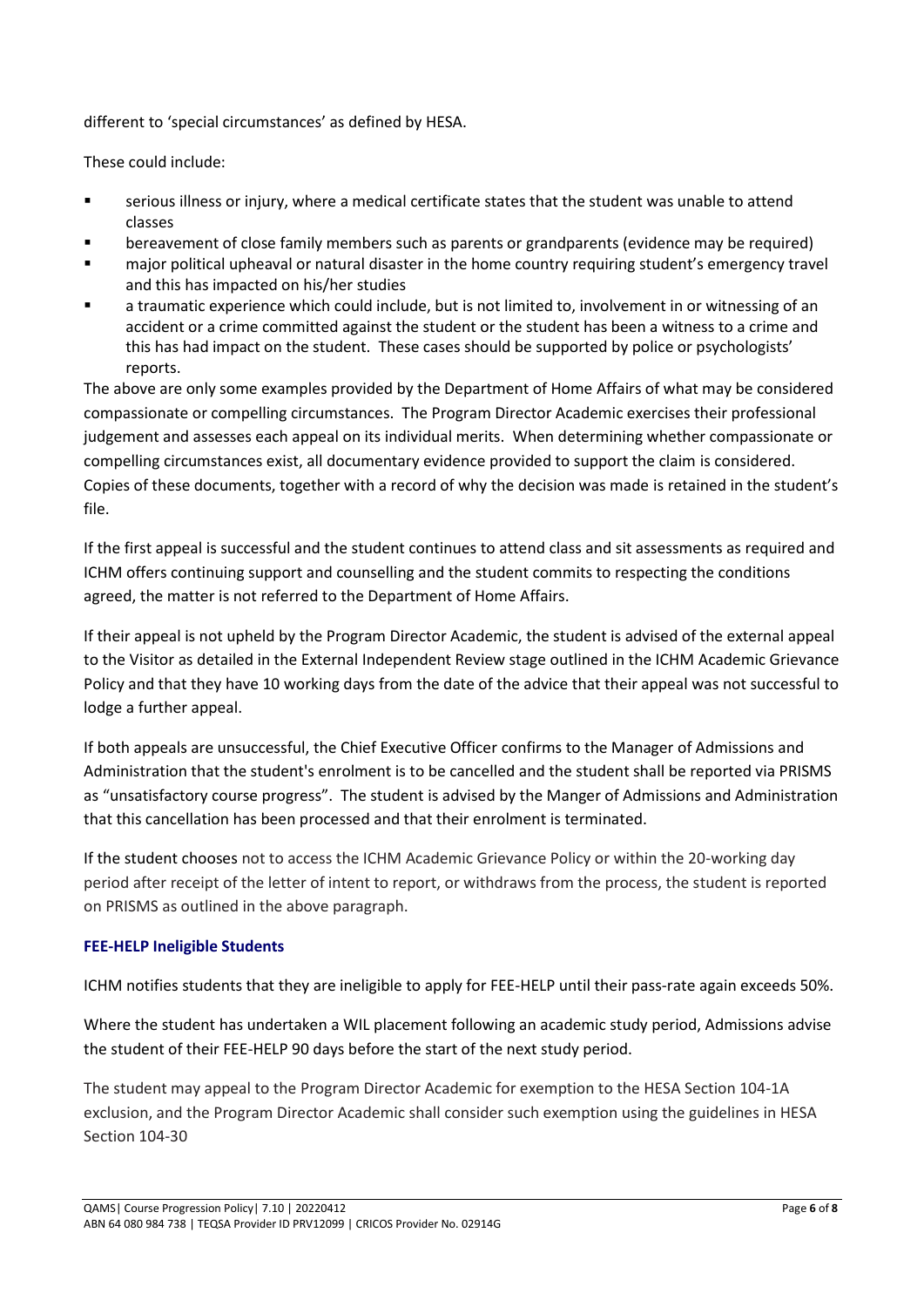different to 'special circumstances' as defined by HESA.

These could include:

- serious illness or injury, where a medical certificate states that the student was unable to attend classes
- bereavement of close family members such as parents or grandparents (evidence may be required)
- major political upheaval or natural disaster in the home country requiring student's emergency travel and this has impacted on his/her studies
- a traumatic experience which could include, but is not limited to, involvement in or witnessing of an accident or a crime committed against the student or the student has been a witness to a crime and this has had impact on the student. These cases should be supported by police or psychologists' reports.

The above are only some examples provided by the Department of Home Affairs of what may be considered compassionate or compelling circumstances. The Program Director Academic exercises their professional judgement and assesses each appeal on its individual merits. When determining whether compassionate or compelling circumstances exist, all documentary evidence provided to support the claim is considered. Copies of these documents, together with a record of why the decision was made is retained in the student's file.

If the first appeal is successful and the student continues to attend class and sit assessments as required and ICHM offers continuing support and counselling and the student commits to respecting the conditions agreed, the matter is not referred to the Department of Home Affairs.

If their appeal is not upheld by the Program Director Academic, the student is advised of the external appeal to the Visitor as detailed in the External Independent Review stage outlined in the ICHM Academic Grievance Policy and that they have 10 working days from the date of the advice that their appeal was not successful to lodge a further appeal.

If both appeals are unsuccessful, the Chief Executive Officer confirms to the Manager of Admissions and Administration that the student's enrolment is to be cancelled and the student shall be reported via PRISMS as "unsatisfactory course progress". The student is advised by the Manger of Admissions and Administration that this cancellation has been processed and that their enrolment is terminated.

If the student chooses not to access the ICHM Academic Grievance Policy or within the 20-working day period after receipt of the letter of intent to report, or withdraws from the process, the student is reported on PRISMS as outlined in the above paragraph.

#### FEE-HELP Ineligible Students

ICHM notifies students that they are ineligible to apply for FEE-HELP until their pass-rate again exceeds 50%.

Where the student has undertaken a WIL placement following an academic study period, Admissions advise the student of their FEE-HELP 90 days before the start of the next study period.

The student may appeal to the Program Director Academic for exemption to the HESA Section 104-1A exclusion, and the Program Director Academic shall consider such exemption using the guidelines in HESA Section 104-30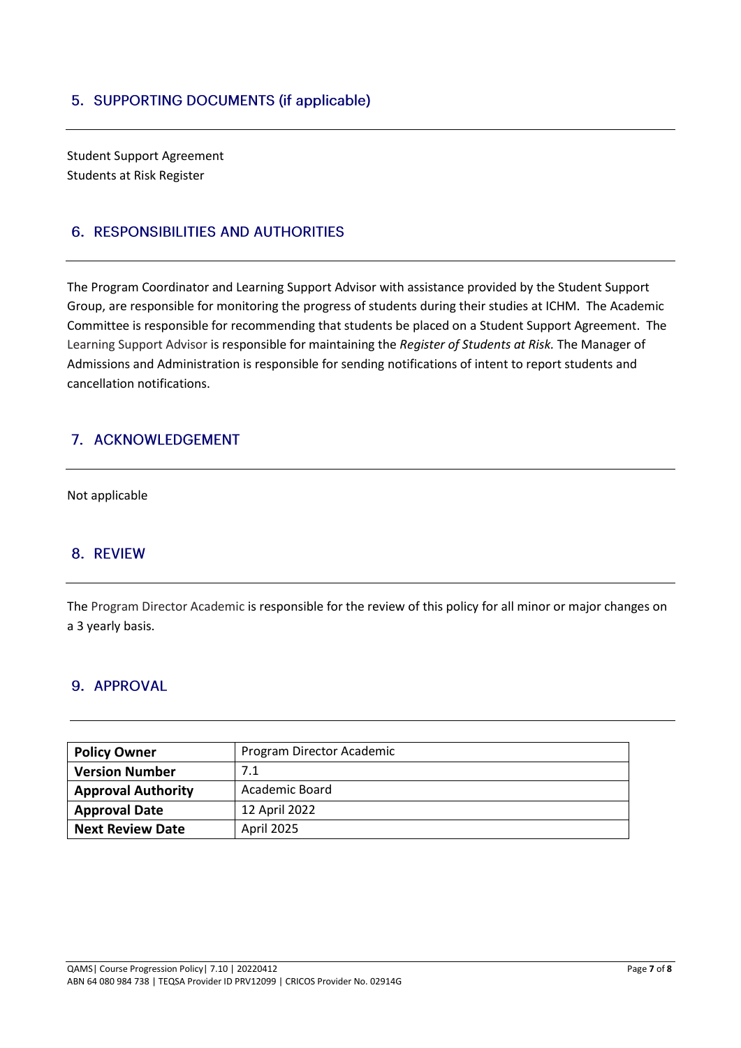## 5. SUPPORTING DOCUMENTS (if applicable)

Student Support Agreement
Students at Risk Register

## 6. RESPONSIBILITIES AND AUTHORITIES

The Program Coordinator and Learning Support Advisor with assistance provided by the Student Support Group, are responsible for monitoring the progress of students during their studies at ICHM. The Academic Committee is responsible for recommending that students be placed on a Student Support Agreement. The Learning Support Advisor is responsible for maintaining the *Register of Students at Risk.* The Manager of Admissions and Administration is responsible for sending notifications of intent to report students and cancellation notifications.

## 7. ACKNOWLEDGEMENT

Not applicable

## 8. REVIEW

The Program Director Academic is responsible for the review of this policy for all minor or major changes on a 3 yearly basis.

## 9. APPROVAL

| **Policy Owner** | Program Director Academic |
|---|---|
| **Version Number** | 7.1 |
| **Approval Authority** | Academic Board |
| **Approval Date** | 12 April 2022 |
| **Next Review Date** | April 2025 |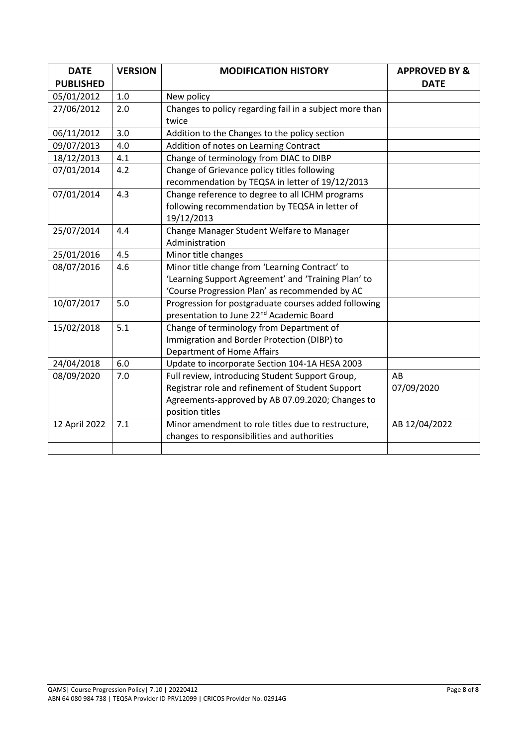| DATE PUBLISHED | VERSION | MODIFICATION HISTORY | APPROVED BY & DATE |
|---|---|---|---|
| 05/01/2012 | 1.0 | New policy | |
| 27/06/2012 | 2.0 | Changes to policy regarding fail in a subject more than twice | |
| 06/11/2012 | 3.0 | Addition to the Changes to the policy section | |
| 09/07/2013 | 4.0 | Addition of notes on Learning Contract | |
| 18/12/2013 | 4.1 | Change of terminology from DIAC to DIBP | |
| 07/01/2014 | 4.2 | Change of Grievance policy titles following recommendation by TEQSA in letter of 19/12/2013 | |
| 07/01/2014 | 4.3 | Change reference to degree to all ICHM programs following recommendation by TEQSA in letter of 19/12/2013 | |
| 25/07/2014 | 4.4 | Change Manager Student Welfare to Manager Administration | |
| 25/01/2016 | 4.5 | Minor title changes | |
| 08/07/2016 | 4.6 | Minor title change from 'Learning Contract' to 'Learning Support Agreement' and 'Training Plan' to 'Course Progression Plan' as recommended by AC | |
| 10/07/2017 | 5.0 | Progression for postgraduate courses added following presentation to June 22nd Academic Board | |
| 15/02/2018 | 5.1 | Change of terminology from Department of Immigration and Border Protection (DIBP) to Department of Home Affairs | |
| 24/04/2018 | 6.0 | Update to incorporate Section 104-1A HESA 2003 | |
| 08/09/2020 | 7.0 | Full review, introducing Student Support Group, Registrar role and refinement of Student Support Agreements-approved by AB 07.09.2020; Changes to position titles | AB 07/09/2020 |
| 12 April 2022 | 7.1 | Minor amendment to role titles due to restructure, changes to responsibilities and authorities | AB 12/04/2022 |
| | | | |